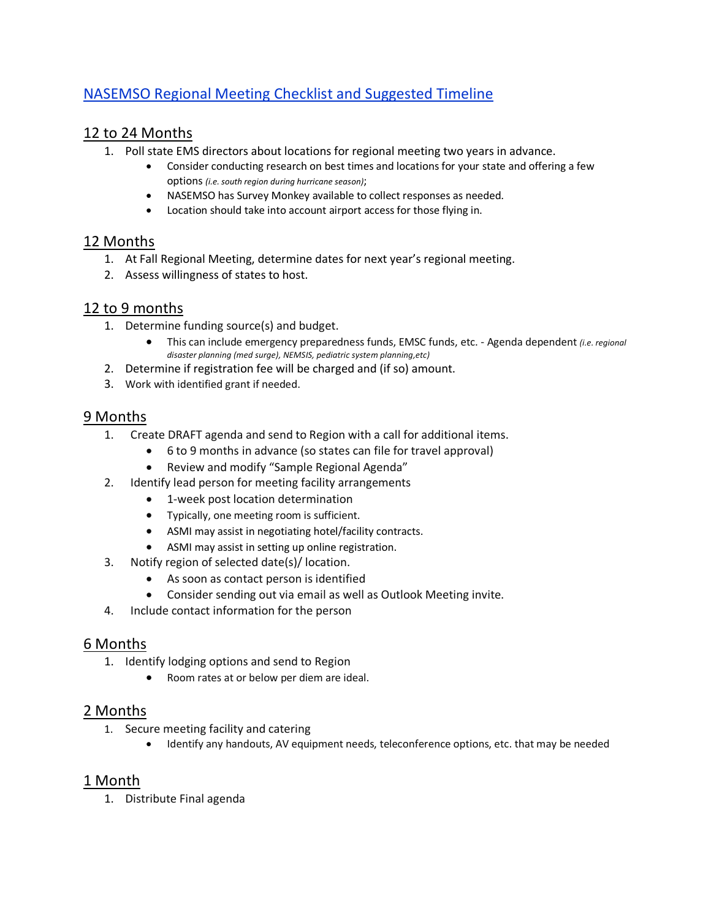# NASEMSO Regional Meeting Checklist and Suggested Timeline

## 12 to 24 Months

1. Poll state EMS directors about locations for regional meeting two years in advance.
   - Consider conducting research on best times and locations for your state and offering a few options *(i.e. south region during hurricane season)*;
   - NASEMSO has Survey Monkey available to collect responses as needed.
   - Location should take into account airport access for those flying in.

## 12 Months

1. At Fall Regional Meeting, determine dates for next year's regional meeting.
2. Assess willingness of states to host.

## 12 to 9 months

1. Determine funding source(s) and budget.
   - This can include emergency preparedness funds, EMSC funds, etc. - Agenda dependent *(i.e. regional disaster planning (med surge), NEMSIS, pediatric system planning,etc)*
2. Determine if registration fee will be charged and (if so) amount.
3. Work with identified grant if needed.

## 9 Months

1. Create DRAFT agenda and send to Region with a call for additional items.
   - 6 to 9 months in advance (so states can file for travel approval)
   - Review and modify "Sample Regional Agenda"
2. Identify lead person for meeting facility arrangements
   - 1-week post location determination
   - Typically, one meeting room is sufficient.
   - ASMI may assist in negotiating hotel/facility contracts.
   - ASMI may assist in setting up online registration.
3. Notify region of selected date(s)/ location.
   - As soon as contact person is identified
   - Consider sending out via email as well as Outlook Meeting invite.
4. Include contact information for the person

## 6 Months

1. Identify lodging options and send to Region
   - Room rates at or below per diem are ideal.

## 2 Months

1. Secure meeting facility and catering
   - Identify any handouts, AV equipment needs, teleconference options, etc. that may be needed

## 1 Month

1. Distribute Final agenda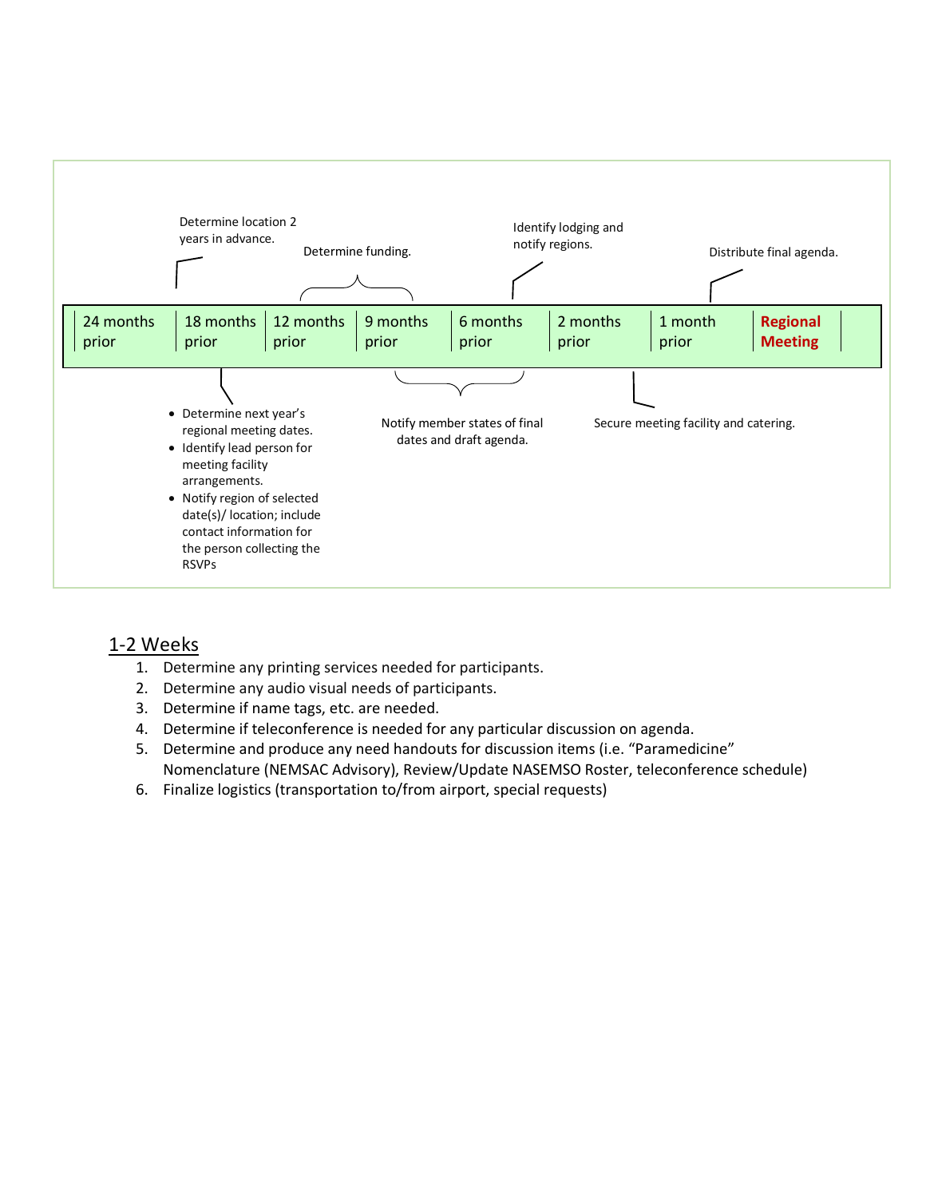Determine location 2 years in advance.

Determine funding.

Identify lodging and notify regions.

Distribute final agenda.

24 months prior | 18 months prior | 12 months prior | 9 months prior | 6 months prior | 2 months prior | 1 month prior | **Regional Meeting**

- Determine next year's regional meeting dates.
- Identify lead person for meeting facility arrangements.
- Notify region of selected date(s)/ location; include contact information for the person collecting the RSVPs

Notify member states of final dates and draft agenda.

Secure meeting facility and catering.

## 1-2 Weeks

1. Determine any printing services needed for participants.
2. Determine any audio visual needs of participants.
3. Determine if name tags, etc. are needed.
4. Determine if teleconference is needed for any particular discussion on agenda.
5. Determine and produce any need handouts for discussion items (i.e. "Paramedicine" Nomenclature (NEMSAC Advisory), Review/Update NASEMSO Roster, teleconference schedule)
6. Finalize logistics (transportation to/from airport, special requests)